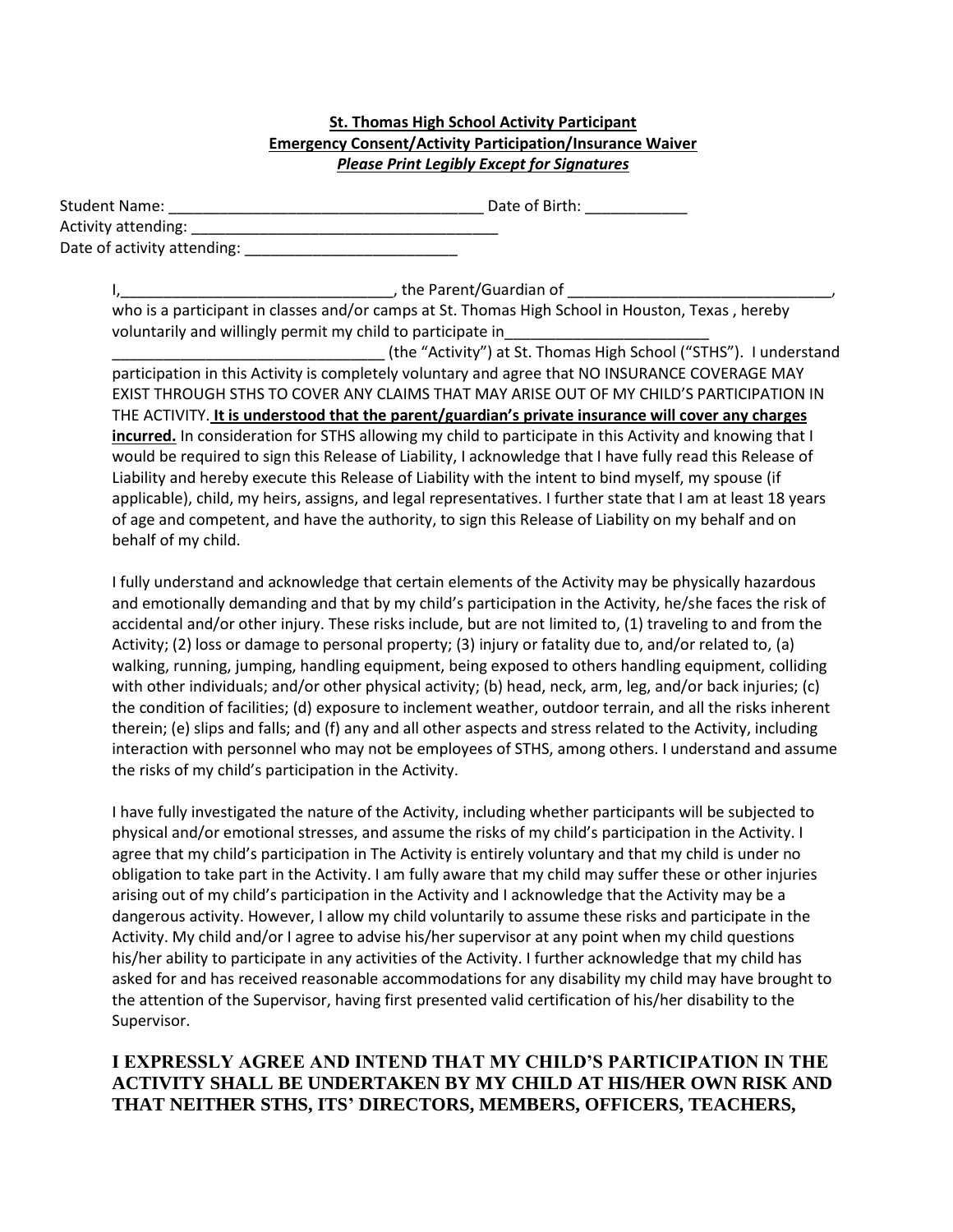**St. Thomas High School Activity Participant**
**Emergency Consent/Activity Participation/Insurance Waiver**
***Please Print Legibly Except for Signatures***

Student Name: _____________________________________ Date of Birth: ____________
Activity attending: _____________________________________
Date of activity attending: _________________________

I,_______________________________, the Parent/Guardian of ______________________________, who is a participant in classes and/or camps at St. Thomas High School in Houston, Texas , hereby voluntarily and willingly permit my child to participate in________________________ _______________________________ (the "Activity") at St. Thomas High School ("STHS"). I understand participation in this Activity is completely voluntary and agree that NO INSURANCE COVERAGE MAY EXIST THROUGH STHS TO COVER ANY CLAIMS THAT MAY ARISE OUT OF MY CHILD'S PARTICIPATION IN THE ACTIVITY. **It is understood that the parent/guardian's private insurance will cover any charges incurred.** In consideration for STHS allowing my child to participate in this Activity and knowing that I would be required to sign this Release of Liability, I acknowledge that I have fully read this Release of Liability and hereby execute this Release of Liability with the intent to bind myself, my spouse (if applicable), child, my heirs, assigns, and legal representatives. I further state that I am at least 18 years of age and competent, and have the authority, to sign this Release of Liability on my behalf and on behalf of my child.

I fully understand and acknowledge that certain elements of the Activity may be physically hazardous and emotionally demanding and that by my child's participation in the Activity, he/she faces the risk of accidental and/or other injury. These risks include, but are not limited to, (1) traveling to and from the Activity; (2) loss or damage to personal property; (3) injury or fatality due to, and/or related to, (a) walking, running, jumping, handling equipment, being exposed to others handling equipment, colliding with other individuals; and/or other physical activity; (b) head, neck, arm, leg, and/or back injuries; (c) the condition of facilities; (d) exposure to inclement weather, outdoor terrain, and all the risks inherent therein; (e) slips and falls; and (f) any and all other aspects and stress related to the Activity, including interaction with personnel who may not be employees of STHS, among others. I understand and assume the risks of my child's participation in the Activity.

I have fully investigated the nature of the Activity, including whether participants will be subjected to physical and/or emotional stresses, and assume the risks of my child's participation in the Activity. I agree that my child's participation in The Activity is entirely voluntary and that my child is under no obligation to take part in the Activity. I am fully aware that my child may suffer these or other injuries arising out of my child's participation in the Activity and I acknowledge that the Activity may be a dangerous activity. However, I allow my child voluntarily to assume these risks and participate in the Activity. My child and/or I agree to advise his/her supervisor at any point when my child questions his/her ability to participate in any activities of the Activity. I further acknowledge that my child has asked for and has received reasonable accommodations for any disability my child may have brought to the attention of the Supervisor, having first presented valid certification of his/her disability to the Supervisor.

**I EXPRESSLY AGREE AND INTEND THAT MY CHILD'S PARTICIPATION IN THE ACTIVITY SHALL BE UNDERTAKEN BY MY CHILD AT HIS/HER OWN RISK AND THAT NEITHER STHS, ITS' DIRECTORS, MEMBERS, OFFICERS, TEACHERS,**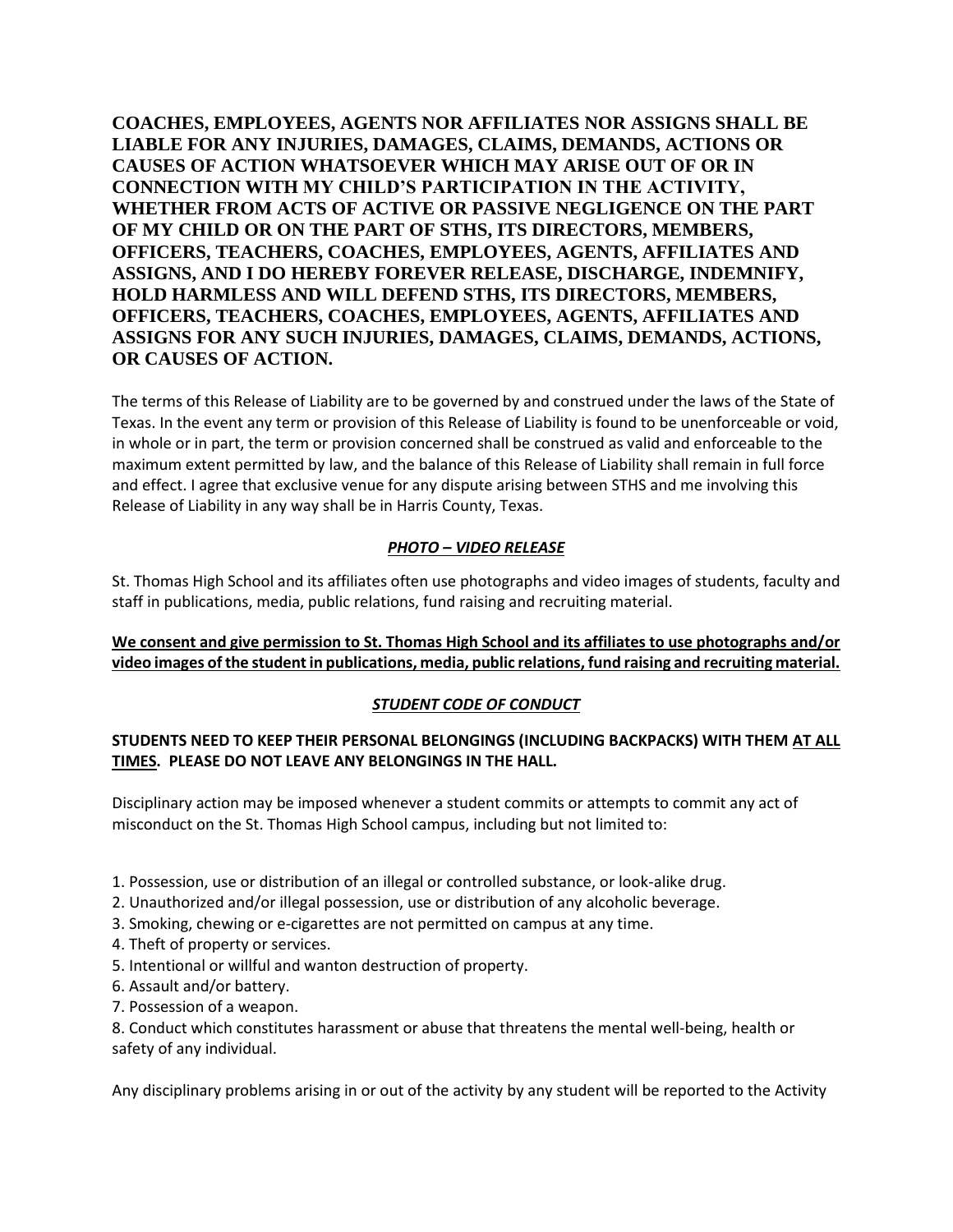**COACHES, EMPLOYEES, AGENTS NOR AFFILIATES NOR ASSIGNS SHALL BE LIABLE FOR ANY INJURIES, DAMAGES, CLAIMS, DEMANDS, ACTIONS OR CAUSES OF ACTION WHATSOEVER WHICH MAY ARISE OUT OF OR IN CONNECTION WITH MY CHILD'S PARTICIPATION IN THE ACTIVITY, WHETHER FROM ACTS OF ACTIVE OR PASSIVE NEGLIGENCE ON THE PART OF MY CHILD OR ON THE PART OF STHS, ITS DIRECTORS, MEMBERS, OFFICERS, TEACHERS, COACHES, EMPLOYEES, AGENTS, AFFILIATES AND ASSIGNS, AND I DO HEREBY FOREVER RELEASE, DISCHARGE, INDEMNIFY, HOLD HARMLESS AND WILL DEFEND STHS, ITS DIRECTORS, MEMBERS, OFFICERS, TEACHERS, COACHES, EMPLOYEES, AGENTS, AFFILIATES AND ASSIGNS FOR ANY SUCH INJURIES, DAMAGES, CLAIMS, DEMANDS, ACTIONS, OR CAUSES OF ACTION.**

The terms of this Release of Liability are to be governed by and construed under the laws of the State of Texas. In the event any term or provision of this Release of Liability is found to be unenforceable or void, in whole or in part, the term or provision concerned shall be construed as valid and enforceable to the maximum extent permitted by law, and the balance of this Release of Liability shall remain in full force and effect. I agree that exclusive venue for any dispute arising between STHS and me involving this Release of Liability in any way shall be in Harris County, Texas.

## ***PHOTO – VIDEO RELEASE***

St. Thomas High School and its affiliates often use photographs and video images of students, faculty and staff in publications, media, public relations, fund raising and recruiting material.

**We consent and give permission to St. Thomas High School and its affiliates to use photographs and/or video images of the student in publications, media, public relations, fund raising and recruiting material.**

## ***STUDENT CODE OF CONDUCT***

**STUDENTS NEED TO KEEP THEIR PERSONAL BELONGINGS (INCLUDING BACKPACKS) WITH THEM AT ALL TIMES. PLEASE DO NOT LEAVE ANY BELONGINGS IN THE HALL.**

Disciplinary action may be imposed whenever a student commits or attempts to commit any act of misconduct on the St. Thomas High School campus, including but not limited to:

1. Possession, use or distribution of an illegal or controlled substance, or look-alike drug.
2. Unauthorized and/or illegal possession, use or distribution of any alcoholic beverage.
3. Smoking, chewing or e-cigarettes are not permitted on campus at any time.
4. Theft of property or services.
5. Intentional or willful and wanton destruction of property.
6. Assault and/or battery.
7. Possession of a weapon.
8. Conduct which constitutes harassment or abuse that threatens the mental well-being, health or safety of any individual.

Any disciplinary problems arising in or out of the activity by any student will be reported to the Activity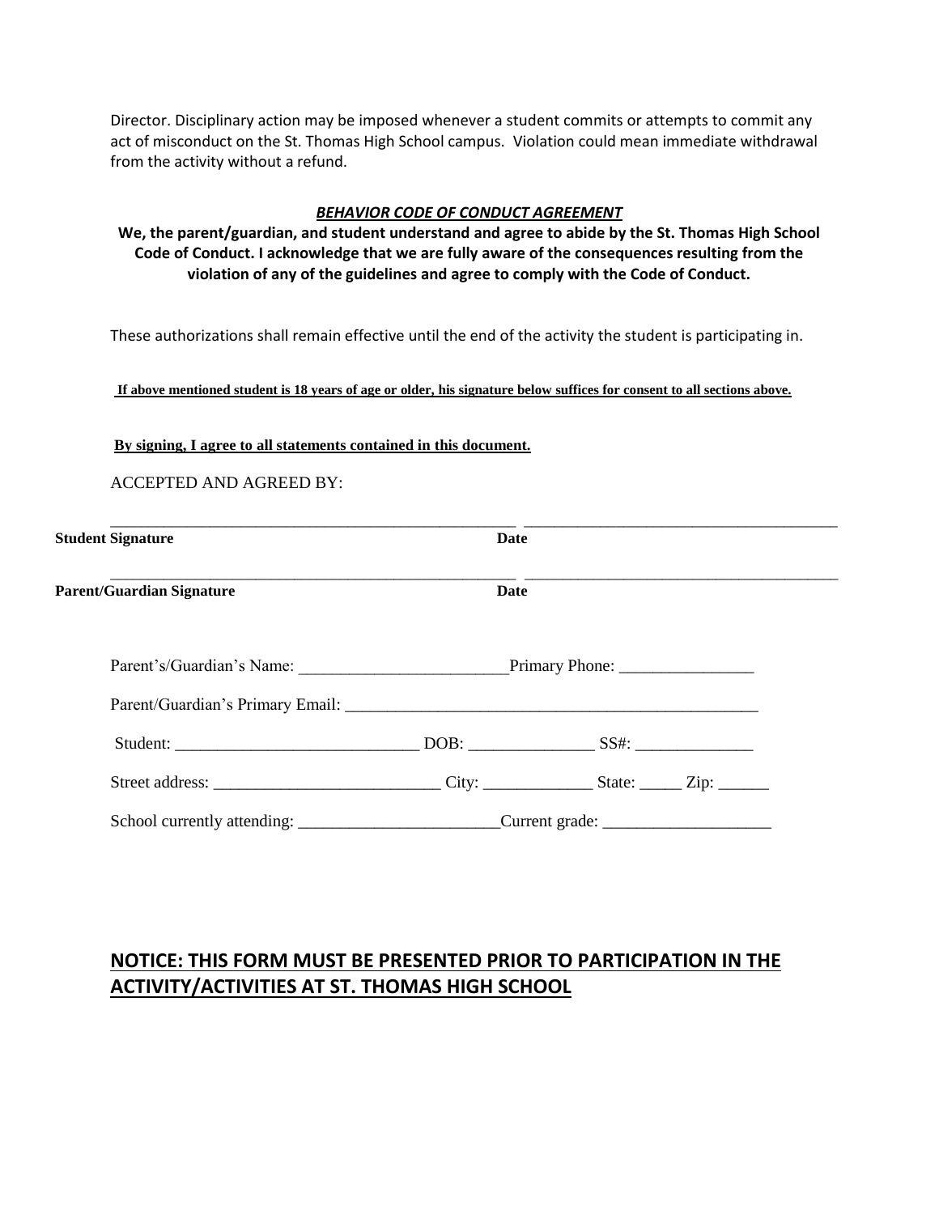Director. Disciplinary action may be imposed whenever a student commits or attempts to commit any act of misconduct on the St. Thomas High School campus. Violation could mean immediate withdrawal from the activity without a refund.

***BEHAVIOR CODE OF CONDUCT AGREEMENT***

**We, the parent/guardian, and student understand and agree to abide by the St. Thomas High School Code of Conduct. I acknowledge that we are fully aware of the consequences resulting from the violation of any of the guidelines and agree to comply with the Code of Conduct.**

These authorizations shall remain effective until the end of the activity the student is participating in.

**If above mentioned student is 18 years of age or older, his signature below suffices for consent to all sections above.**

**By signing, I agree to all statements contained in this document.**

ACCEPTED AND AGREED BY:

_____________________________________________________ _________________________________________

**Student Signature** **Date**

_____________________________________________________ _________________________________________

**Parent/Guardian Signature** **Date**

Parent's/Guardian's Name: _________________________Primary Phone: ________________

Parent/Guardian's Primary Email: __________________________________________________

Student: _____________________________ DOB: _______________ SS#: ______________

Street address: ___________________________ City: _____________ State: _____ Zip: ______

School currently attending: ________________________Current grade: ____________________

## NOTICE: THIS FORM MUST BE PRESENTED PRIOR TO PARTICIPATION IN THE ACTIVITY/ACTIVITIES AT ST. THOMAS HIGH SCHOOL